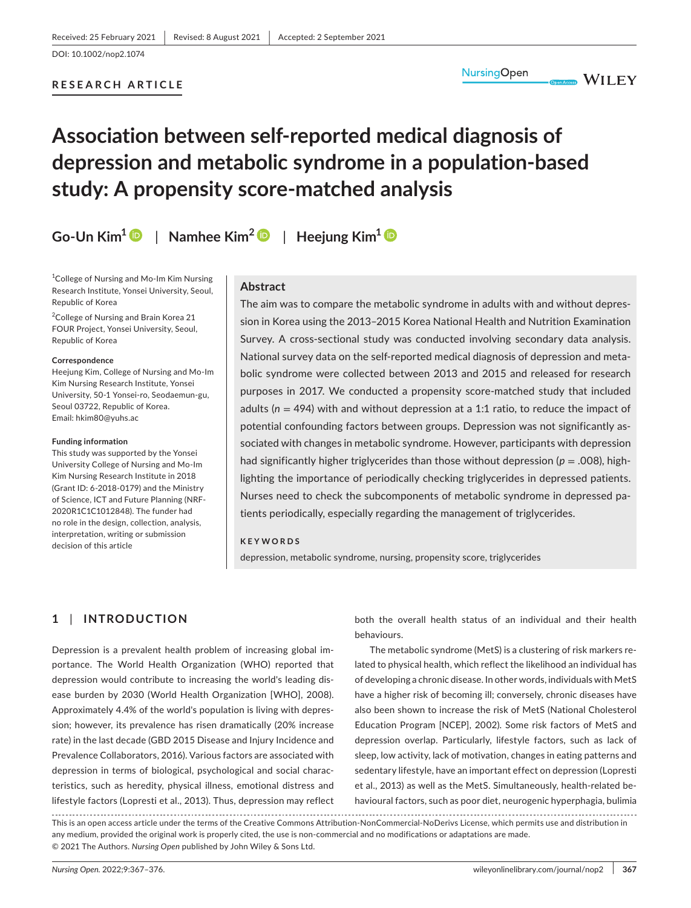Received: 25 February 2021 | Revised: 8 August 2021 | Accepted: 2 September 2021

DOI: 10.1002/nop2.1074

**RESEARCH ARTICLE**

# Association between self-reported medical diagnosis of depression and metabolic syndrome in a population-based study: A propensity score-matched analysis

**Go-Un Kim[1]** | **Namhee Kim[2]** | **Heejung Kim[1]**

[1]College of Nursing and Mo-Im Kim Nursing Research Institute, Yonsei University, Seoul, Republic of Korea

[2]College of Nursing and Brain Korea 21 FOUR Project, Yonsei University, Seoul, Republic of Korea

**Correspondence**

Heejung Kim, College of Nursing and Mo-Im Kim Nursing Research Institute, Yonsei University, 50-1 Yonsei-ro, Seodaemun-gu, Seoul 03722, Republic of Korea.
Email: hkim80@yuhs.ac

**Funding information**

This study was supported by the Yonsei University College of Nursing and Mo-Im Kim Nursing Research Institute in 2018 (Grant ID: 6-2018-0179) and the Ministry of Science, ICT and Future Planning (NRF-2020R1C1C1012848). The funder had no role in the design, collection, analysis, interpretation, writing or submission decision of this article

## Abstract

The aim was to compare the metabolic syndrome in adults with and without depression in Korea using the 2013–2015 Korea National Health and Nutrition Examination Survey. A cross-sectional study was conducted involving secondary data analysis. National survey data on the self-reported medical diagnosis of depression and metabolic syndrome were collected between 2013 and 2015 and released for research purposes in 2017. We conducted a propensity score-matched study that included adults ($n = 494$) with and without depression at a 1:1 ratio, to reduce the impact of potential confounding factors between groups. Depression was not significantly associated with changes in metabolic syndrome. However, participants with depression had significantly higher triglycerides than those without depression ($p = .008$), highlighting the importance of periodically checking triglycerides in depressed patients. Nurses need to check the subcomponents of metabolic syndrome in depressed patients periodically, especially regarding the management of triglycerides.

**KEYWORDS**

depression, metabolic syndrome, nursing, propensity score, triglycerides

## 1 | INTRODUCTION

Depression is a prevalent health problem of increasing global importance. The World Health Organization (WHO) reported that depression would contribute to increasing the world's leading disease burden by 2030 (World Health Organization [WHO], 2008). Approximately 4.4% of the world's population is living with depression; however, its prevalence has risen dramatically (20% increase rate) in the last decade (GBD 2015 Disease and Injury Incidence and Prevalence Collaborators, 2016). Various factors are associated with depression in terms of biological, psychological and social characteristics, such as heredity, physical illness, emotional distress and lifestyle factors (Lopresti et al., 2013). Thus, depression may reflect both the overall health status of an individual and their health behaviours.

The metabolic syndrome (MetS) is a clustering of risk markers related to physical health, which reflect the likelihood an individual has of developing a chronic disease. In other words, individuals with MetS have a higher risk of becoming ill; conversely, chronic diseases have also been shown to increase the risk of MetS (National Cholesterol Education Program [NCEP], 2002). Some risk factors of MetS and depression overlap. Particularly, lifestyle factors, such as lack of sleep, low activity, lack of motivation, changes in eating patterns and sedentary lifestyle, have an important effect on depression (Lopresti et al., 2013) as well as the MetS. Simultaneously, health-related behavioural factors, such as poor diet, neurogenic hyperphagia, bulimia

This is an open access article under the terms of the Creative Commons Attribution-NonCommercial-NoDerivs License, which permits use and distribution in any medium, provided the original work is properly cited, the use is non-commercial and no modifications or adaptations are made.
© 2021 The Authors. *Nursing Open* published by John Wiley & Sons Ltd.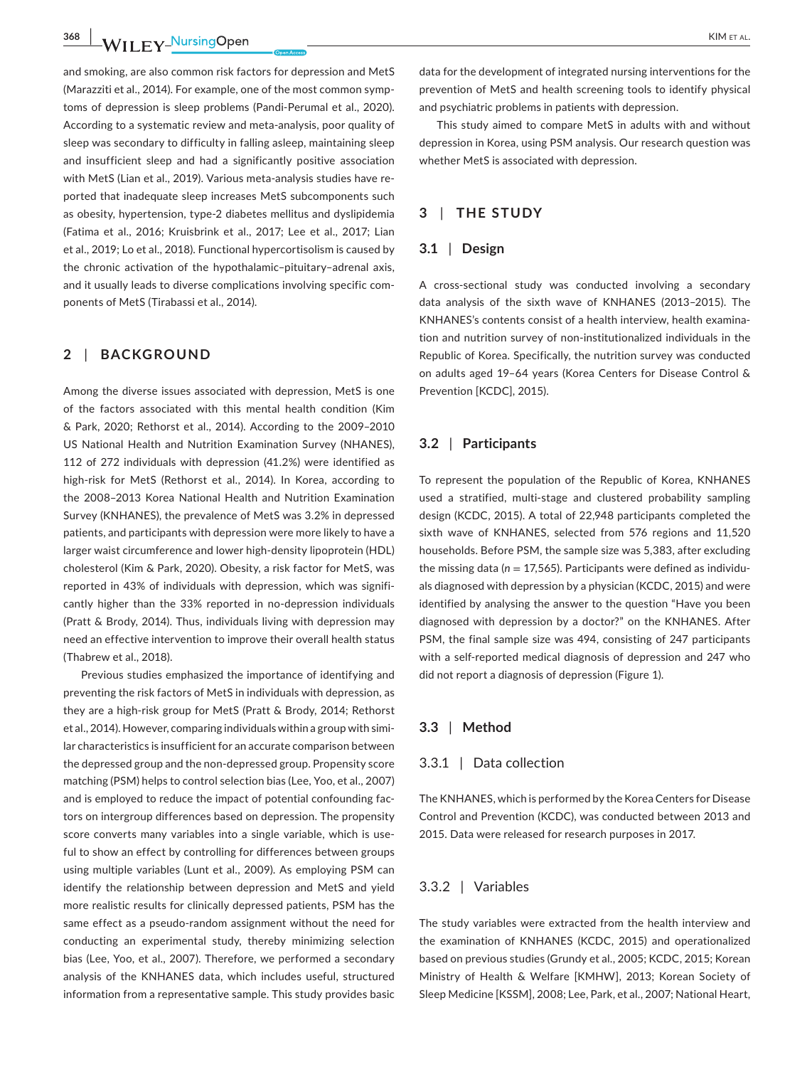and smoking, are also common risk factors for depression and MetS (Marazziti et al., 2014). For example, one of the most common symptoms of depression is sleep problems (Pandi-Perumal et al., 2020). According to a systematic review and meta-analysis, poor quality of sleep was secondary to difficulty in falling asleep, maintaining sleep and insufficient sleep and had a significantly positive association with MetS (Lian et al., 2019). Various meta-analysis studies have reported that inadequate sleep increases MetS subcomponents such as obesity, hypertension, type-2 diabetes mellitus and dyslipidemia (Fatima et al., 2016; Kruisbrink et al., 2017; Lee et al., 2017; Lian et al., 2019; Lo et al., 2018). Functional hypercortisolism is caused by the chronic activation of the hypothalamic–pituitary–adrenal axis, and it usually leads to diverse complications involving specific components of MetS (Tirabassi et al., 2014).

## 2 | BACKGROUND

Among the diverse issues associated with depression, MetS is one of the factors associated with this mental health condition (Kim & Park, 2020; Rethorst et al., 2014). According to the 2009–2010 US National Health and Nutrition Examination Survey (NHANES), 112 of 272 individuals with depression (41.2%) were identified as high-risk for MetS (Rethorst et al., 2014). In Korea, according to the 2008–2013 Korea National Health and Nutrition Examination Survey (KNHANES), the prevalence of MetS was 3.2% in depressed patients, and participants with depression were more likely to have a larger waist circumference and lower high-density lipoprotein (HDL) cholesterol (Kim & Park, 2020). Obesity, a risk factor for MetS, was reported in 43% of individuals with depression, which was significantly higher than the 33% reported in no-depression individuals (Pratt & Brody, 2014). Thus, individuals living with depression may need an effective intervention to improve their overall health status (Thabrew et al., 2018).

Previous studies emphasized the importance of identifying and preventing the risk factors of MetS in individuals with depression, as they are a high-risk group for MetS (Pratt & Brody, 2014; Rethorst et al., 2014). However, comparing individuals within a group with similar characteristics is insufficient for an accurate comparison between the depressed group and the non-depressed group. Propensity score matching (PSM) helps to control selection bias (Lee, Yoo, et al., 2007) and is employed to reduce the impact of potential confounding factors on intergroup differences based on depression. The propensity score converts many variables into a single variable, which is useful to show an effect by controlling for differences between groups using multiple variables (Lunt et al., 2009). As employing PSM can identify the relationship between depression and MetS and yield more realistic results for clinically depressed patients, PSM has the same effect as a pseudo-random assignment without the need for conducting an experimental study, thereby minimizing selection bias (Lee, Yoo, et al., 2007). Therefore, we performed a secondary analysis of the KNHANES data, which includes useful, structured information from a representative sample. This study provides basic data for the development of integrated nursing interventions for the prevention of MetS and health screening tools to identify physical and psychiatric problems in patients with depression.

This study aimed to compare MetS in adults with and without depression in Korea, using PSM analysis. Our research question was whether MetS is associated with depression.

## 3 | THE STUDY

### 3.1 | Design

A cross-sectional study was conducted involving a secondary data analysis of the sixth wave of KNHANES (2013–2015). The KNHANES's contents consist of a health interview, health examination and nutrition survey of non-institutionalized individuals in the Republic of Korea. Specifically, the nutrition survey was conducted on adults aged 19–64 years (Korea Centers for Disease Control & Prevention [KCDC], 2015).

### 3.2 | Participants

To represent the population of the Republic of Korea, KNHANES used a stratified, multi-stage and clustered probability sampling design (KCDC, 2015). A total of 22,948 participants completed the sixth wave of KNHANES, selected from 576 regions and 11,520 households. Before PSM, the sample size was 5,383, after excluding the missing data ($n = 17,565$). Participants were defined as individuals diagnosed with depression by a physician (KCDC, 2015) and were identified by analysing the answer to the question "Have you been diagnosed with depression by a doctor?" on the KNHANES. After PSM, the final sample size was 494, consisting of 247 participants with a self-reported medical diagnosis of depression and 247 who did not report a diagnosis of depression (Figure 1).

### 3.3 | Method

#### 3.3.1 | Data collection

The KNHANES, which is performed by the Korea Centers for Disease Control and Prevention (KCDC), was conducted between 2013 and 2015. Data were released for research purposes in 2017.

#### 3.3.2 | Variables

The study variables were extracted from the health interview and the examination of KNHANES (KCDC, 2015) and operationalized based on previous studies (Grundy et al., 2005; KCDC, 2015; Korean Ministry of Health & Welfare [KMHW], 2013; Korean Society of Sleep Medicine [KSSM], 2008; Lee, Park, et al., 2007; National Heart,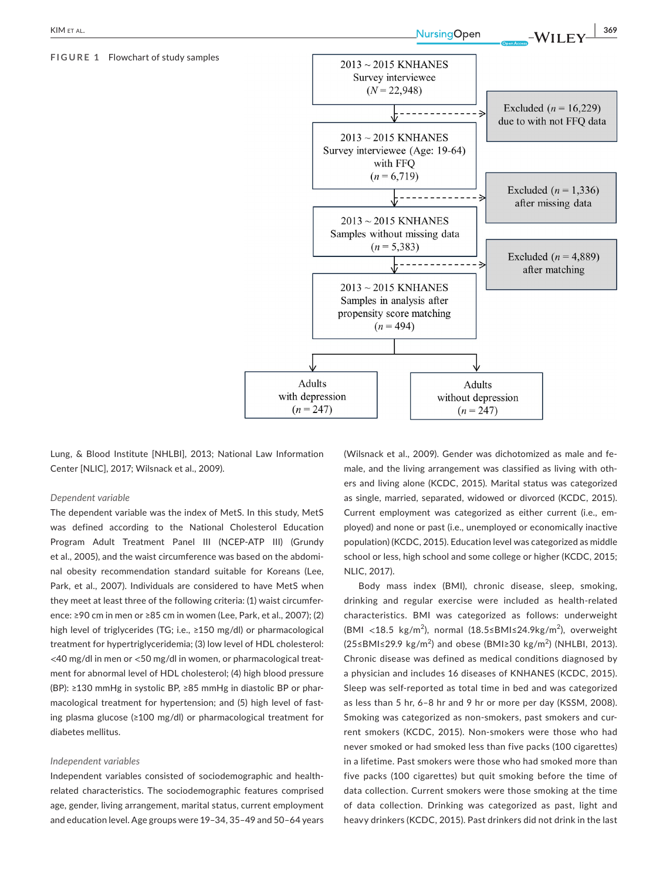**FIGURE 1** Flowchart of study samples

Lung, & Blood Institute [NHLBI], 2013; National Law Information Center [NLIC], 2017; Wilsnack et al., 2009).

*Dependent variable*

The dependent variable was the index of MetS. In this study, MetS was defined according to the National Cholesterol Education Program Adult Treatment Panel III (NCEP-ATP III) (Grundy et al., 2005), and the waist circumference was based on the abdominal obesity recommendation standard suitable for Koreans (Lee, Park, et al., 2007). Individuals are considered to have MetS when they meet at least three of the following criteria: (1) waist circumference: ≥90 cm in men or ≥85 cm in women (Lee, Park, et al., 2007); (2) high level of triglycerides (TG; i.e., ≥150 mg/dl) or pharmacological treatment for hypertriglyceridemia; (3) low level of HDL cholesterol: <40 mg/dl in men or <50 mg/dl in women, or pharmacological treatment for abnormal level of HDL cholesterol; (4) high blood pressure (BP): ≥130 mmHg in systolic BP, ≥85 mmHg in diastolic BP or pharmacological treatment for hypertension; and (5) high level of fasting plasma glucose (≥100 mg/dl) or pharmacological treatment for diabetes mellitus.

*Independent variables*

Independent variables consisted of sociodemographic and health-related characteristics. The sociodemographic features comprised age, gender, living arrangement, marital status, current employment and education level. Age groups were 19–34, 35–49 and 50–64 years (Wilsnack et al., 2009). Gender was dichotomized as male and female, and the living arrangement was classified as living with others and living alone (KCDC, 2015). Marital status was categorized as single, married, separated, widowed or divorced (KCDC, 2015). Current employment was categorized as either current (i.e., employed) and none or past (i.e., unemployed or economically inactive population) (KCDC, 2015). Education level was categorized as middle school or less, high school and some college or higher (KCDC, 2015; NLIC, 2017).

Body mass index (BMI), chronic disease, sleep, smoking, drinking and regular exercise were included as health-related characteristics. BMI was categorized as follows: underweight (BMI <18.5 kg/m$^2$), normal (18.5≤BMI≤24.9kg/m$^2$), overweight (25≤BMI≤29.9 kg/m$^2$) and obese (BMI≥30 kg/m$^2$) (NHLBI, 2013). Chronic disease was defined as medical conditions diagnosed by a physician and includes 16 diseases of KNHANES (KCDC, 2015). Sleep was self-reported as total time in bed and was categorized as less than 5 hr, 6–8 hr and 9 hr or more per day (KSSM, 2008). Smoking was categorized as non-smokers, past smokers and current smokers (KCDC, 2015). Non-smokers were those who had never smoked or had smoked less than five packs (100 cigarettes) in a lifetime. Past smokers were those who had smoked more than five packs (100 cigarettes) but quit smoking before the time of data collection. Current smokers were those smoking at the time of data collection. Drinking was categorized as past, light and heavy drinkers (KCDC, 2015). Past drinkers did not drink in the last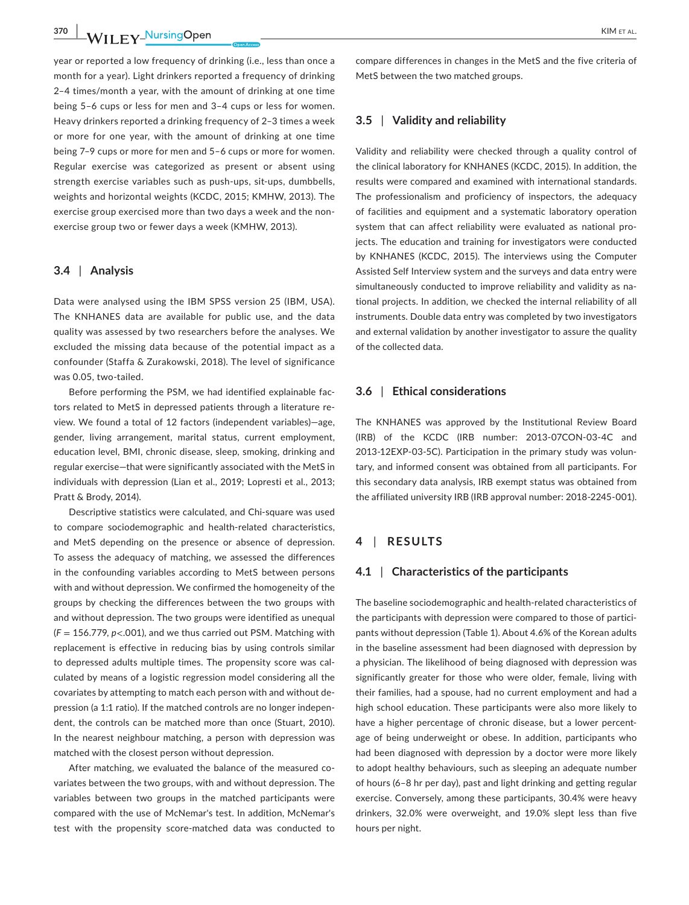year or reported a low frequency of drinking (i.e., less than once a month for a year). Light drinkers reported a frequency of drinking 2–4 times/month a year, with the amount of drinking at one time being 5–6 cups or less for men and 3–4 cups or less for women. Heavy drinkers reported a drinking frequency of 2–3 times a week or more for one year, with the amount of drinking at one time being 7–9 cups or more for men and 5–6 cups or more for women. Regular exercise was categorized as present or absent using strength exercise variables such as push-ups, sit-ups, dumbbells, weights and horizontal weights (KCDC, 2015; KMHW, 2013). The exercise group exercised more than two days a week and the non-exercise group two or fewer days a week (KMHW, 2013).

### 3.4 | Analysis

Data were analysed using the IBM SPSS version 25 (IBM, USA). The KNHANES data are available for public use, and the data quality was assessed by two researchers before the analyses. We excluded the missing data because of the potential impact as a confounder (Staffa & Zurakowski, 2018). The level of significance was 0.05, two-tailed.

Before performing the PSM, we had identified explainable factors related to MetS in depressed patients through a literature review. We found a total of 12 factors (independent variables)—age, gender, living arrangement, marital status, current employment, education level, BMI, chronic disease, sleep, smoking, drinking and regular exercise—that were significantly associated with the MetS in individuals with depression (Lian et al., 2019; Lopresti et al., 2013; Pratt & Brody, 2014).

Descriptive statistics were calculated, and Chi-square was used to compare sociodemographic and health-related characteristics, and MetS depending on the presence or absence of depression. To assess the adequacy of matching, we assessed the differences in the confounding variables according to MetS between persons with and without depression. We confirmed the homogeneity of the groups by checking the differences between the two groups with and without depression. The two groups were identified as unequal ($F = 156.779$, $p < .001$), and we thus carried out PSM. Matching with replacement is effective in reducing bias by using controls similar to depressed adults multiple times. The propensity score was calculated by means of a logistic regression model considering all the covariates by attempting to match each person with and without depression (a 1:1 ratio). If the matched controls are no longer independent, the controls can be matched more than once (Stuart, 2010). In the nearest neighbour matching, a person with depression was matched with the closest person without depression.

After matching, we evaluated the balance of the measured covariates between the two groups, with and without depression. The variables between two groups in the matched participants were compared with the use of McNemar's test. In addition, McNemar's test with the propensity score-matched data was conducted to compare differences in changes in the MetS and the five criteria of MetS between the two matched groups.

### 3.5 | Validity and reliability

Validity and reliability were checked through a quality control of the clinical laboratory for KNHANES (KCDC, 2015). In addition, the results were compared and examined with international standards. The professionalism and proficiency of inspectors, the adequacy of facilities and equipment and a systematic laboratory operation system that can affect reliability were evaluated as national projects. The education and training for investigators were conducted by KNHANES (KCDC, 2015). The interviews using the Computer Assisted Self Interview system and the surveys and data entry were simultaneously conducted to improve reliability and validity as national projects. In addition, we checked the internal reliability of all instruments. Double data entry was completed by two investigators and external validation by another investigator to assure the quality of the collected data.

### 3.6 | Ethical considerations

The KNHANES was approved by the Institutional Review Board (IRB) of the KCDC (IRB number: 2013-07CON-03-4C and 2013-12EXP-03-5C). Participation in the primary study was voluntary, and informed consent was obtained from all participants. For this secondary data analysis, IRB exempt status was obtained from the affiliated university IRB (IRB approval number: 2018-2245-001).

## 4 | RESULTS

### 4.1 | Characteristics of the participants

The baseline sociodemographic and health-related characteristics of the participants with depression were compared to those of participants without depression (Table 1). About 4.6% of the Korean adults in the baseline assessment had been diagnosed with depression by a physician. The likelihood of being diagnosed with depression was significantly greater for those who were older, female, living with their families, had a spouse, had no current employment and had a high school education. These participants were also more likely to have a higher percentage of chronic disease, but a lower percentage of being underweight or obese. In addition, participants who had been diagnosed with depression by a doctor were more likely to adopt healthy behaviours, such as sleeping an adequate number of hours (6–8 hr per day), past and light drinking and getting regular exercise. Conversely, among these participants, 30.4% were heavy drinkers, 32.0% were overweight, and 19.0% slept less than five hours per night.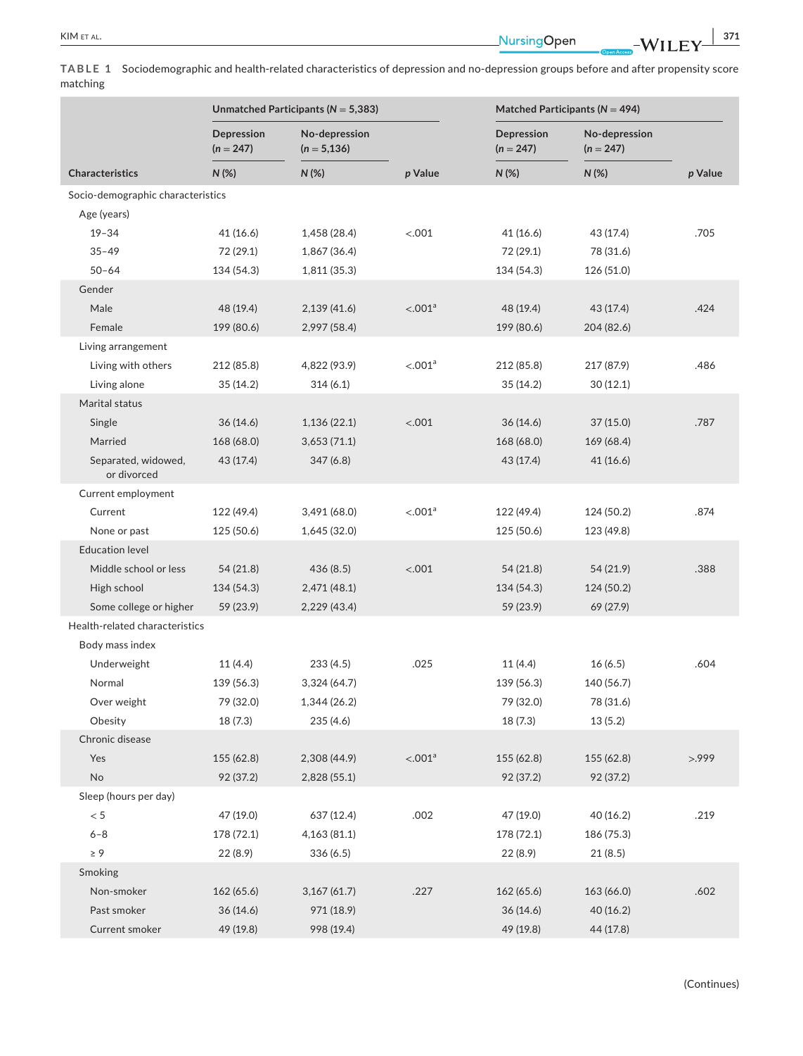**TABLE 1** Sociodemographic and health-related characteristics of depression and no-depression groups before and after propensity score matching

| Characteristics | Unmatched Participants ($N$ = 5,383) | | | Matched Participants ($N$ = 494) | | |
|---|---|---|---|---|---|---|
| | Depression ($n$ = 247) | No-depression ($n$ = 5,136) | | Depression ($n$ = 247) | No-depression ($n$ = 247) | |
| | $N$ (%) | $N$ (%) | $p$ Value | $N$ (%) | $N$ (%) | $p$ Value |
| Socio-demographic characteristics | | | | | | |
| Age (years) | | | | | | |
| 19–34 | 41 (16.6) | 1,458 (28.4) | <.001 | 41 (16.6) | 43 (17.4) | .705 |
| 35–49 | 72 (29.1) | 1,867 (36.4) | | 72 (29.1) | 78 (31.6) | |
| 50–64 | 134 (54.3) | 1,811 (35.3) | | 134 (54.3) | 126 (51.0) | |
| Gender | | | | | | |
| Male | 48 (19.4) | 2,139 (41.6) | <.001[a] | 48 (19.4) | 43 (17.4) | .424 |
| Female | 199 (80.6) | 2,997 (58.4) | | 199 (80.6) | 204 (82.6) | |
| Living arrangement | | | | | | |
| Living with others | 212 (85.8) | 4,822 (93.9) | <.001[a] | 212 (85.8) | 217 (87.9) | .486 |
| Living alone | 35 (14.2) | 314 (6.1) | | 35 (14.2) | 30 (12.1) | |
| Marital status | | | | | | |
| Single | 36 (14.6) | 1,136 (22.1) | <.001 | 36 (14.6) | 37 (15.0) | .787 |
| Married | 168 (68.0) | 3,653 (71.1) | | 168 (68.0) | 169 (68.4) | |
| Separated, widowed, or divorced | 43 (17.4) | 347 (6.8) | | 43 (17.4) | 41 (16.6) | |
| Current employment | | | | | | |
| Current | 122 (49.4) | 3,491 (68.0) | <.001[a] | 122 (49.4) | 124 (50.2) | .874 |
| None or past | 125 (50.6) | 1,645 (32.0) | | 125 (50.6) | 123 (49.8) | |
| Education level | | | | | | |
| Middle school or less | 54 (21.8) | 436 (8.5) | <.001 | 54 (21.8) | 54 (21.9) | .388 |
| High school | 134 (54.3) | 2,471 (48.1) | | 134 (54.3) | 124 (50.2) | |
| Some college or higher | 59 (23.9) | 2,229 (43.4) | | 59 (23.9) | 69 (27.9) | |
| Health-related characteristics | | | | | | |
| Body mass index | | | | | | |
| Underweight | 11 (4.4) | 233 (4.5) | .025 | 11 (4.4) | 16 (6.5) | .604 |
| Normal | 139 (56.3) | 3,324 (64.7) | | 139 (56.3) | 140 (56.7) | |
| Over weight | 79 (32.0) | 1,344 (26.2) | | 79 (32.0) | 78 (31.6) | |
| Obesity | 18 (7.3) | 235 (4.6) | | 18 (7.3) | 13 (5.2) | |
| Chronic disease | | | | | | |
| Yes | 155 (62.8) | 2,308 (44.9) | <.001[a] | 155 (62.8) | 155 (62.8) | >.999 |
| No | 92 (37.2) | 2,828 (55.1) | | 92 (37.2) | 92 (37.2) | |
| Sleep (hours per day) | | | | | | |
| < 5 | 47 (19.0) | 637 (12.4) | .002 | 47 (19.0) | 40 (16.2) | .219 |
| 6–8 | 178 (72.1) | 4,163 (81.1) | | 178 (72.1) | 186 (75.3) | |
| ≥ 9 | 22 (8.9) | 336 (6.5) | | 22 (8.9) | 21 (8.5) | |
| Smoking | | | | | | |
| Non-smoker | 162 (65.6) | 3,167 (61.7) | .227 | 162 (65.6) | 163 (66.0) | .602 |
| Past smoker | 36 (14.6) | 971 (18.9) | | 36 (14.6) | 40 (16.2) | |
| Current smoker | 49 (19.8) | 998 (19.4) | | 49 (19.8) | 44 (17.8) | |

(Continues)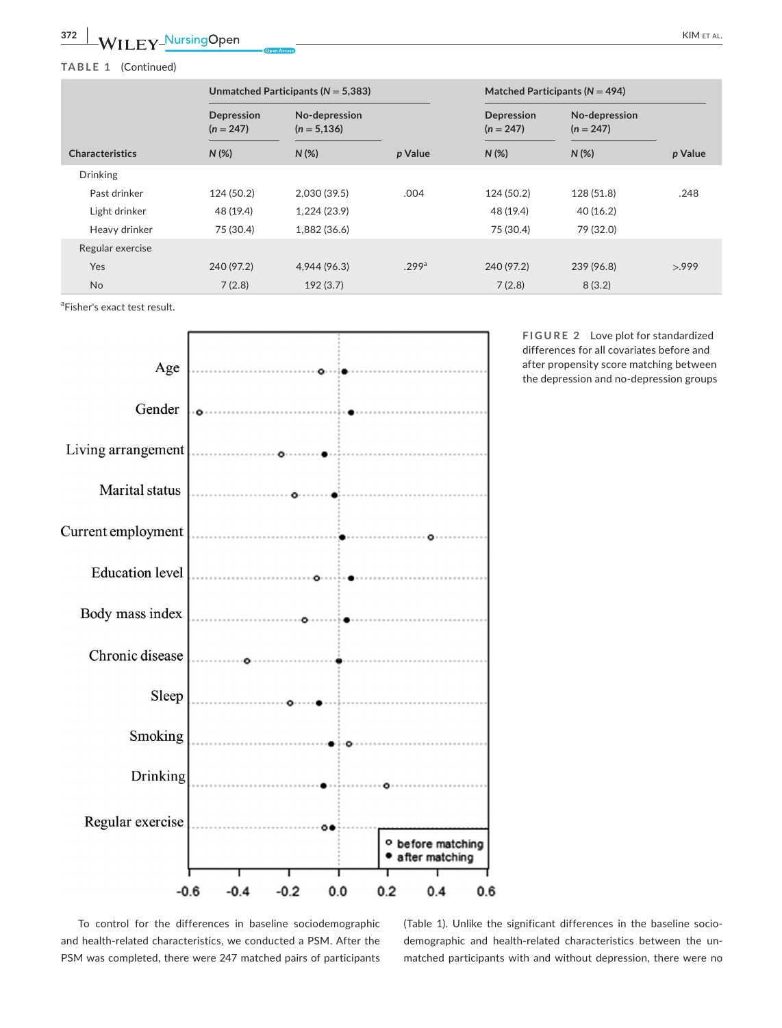**TABLE 1** (Continued)

| Characteristics | Unmatched Participants (*N* = 5,383) | | | Matched Participants (*N* = 494) | | |
|---|---|---|---|---|---|---|
| | Depression (*n* = 247) | No-depression (*n* = 5,136) | | Depression (*n* = 247) | No-depression (*n* = 247) | |
| | N (%) | N (%) | *p* Value | N (%) | N (%) | *p* Value |
| Drinking | | | | | | |
| Past drinker | 124 (50.2) | 2,030 (39.5) | .004 | 124 (50.2) | 128 (51.8) | .248 |
| Light drinker | 48 (19.4) | 1,224 (23.9) | | 48 (19.4) | 40 (16.2) | |
| Heavy drinker | 75 (30.4) | 1,882 (36.6) | | 75 (30.4) | 79 (32.0) | |
| Regular exercise | | | | | | |
| Yes | 240 (97.2) | 4,944 (96.3) | .299[a] | 240 (97.2) | 239 (96.8) | >.999 |
| No | 7 (2.8) | 192 (3.7) | | 7 (2.8) | 8 (3.2) | |

[a]Fisher's exact test result.

**FIGURE 2** Love plot for standardized differences for all covariates before and after propensity score matching between the depression and no-depression groups

To control for the differences in baseline sociodemographic and health-related characteristics, we conducted a PSM. After the PSM was completed, there were 247 matched pairs of participants (Table 1). Unlike the significant differences in the baseline socio-demographic and health-related characteristics between the unmatched participants with and without depression, there were no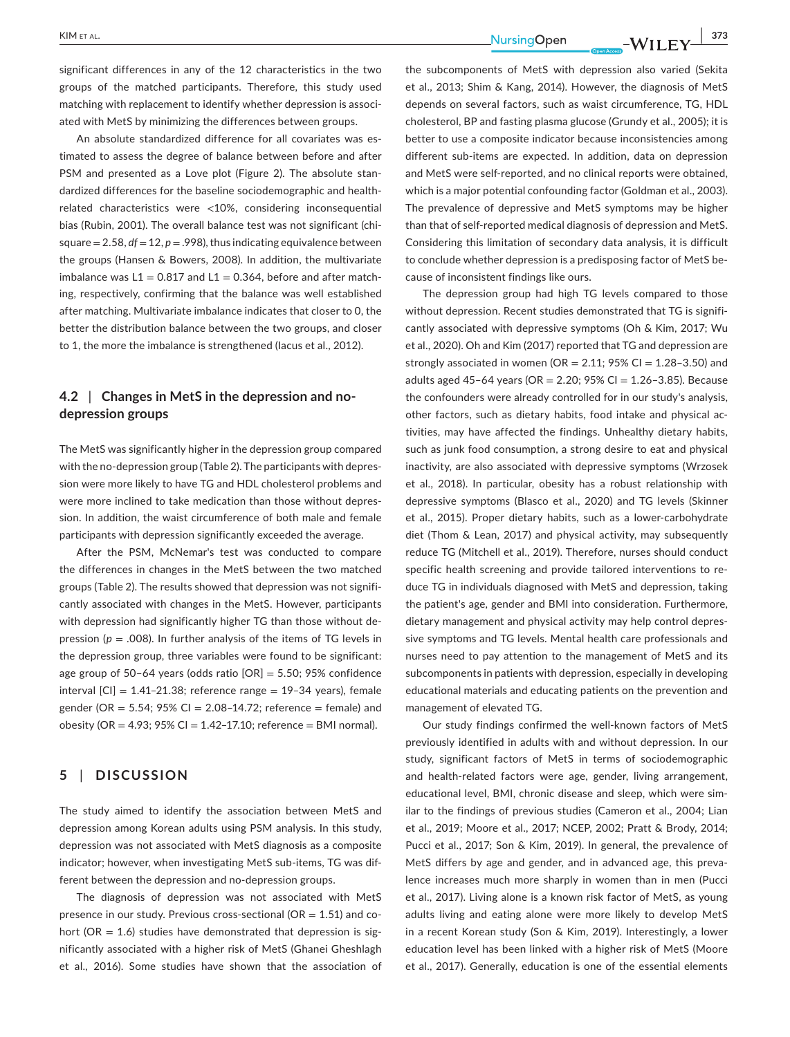significant differences in any of the 12 characteristics in the two groups of the matched participants. Therefore, this study used matching with replacement to identify whether depression is associated with MetS by minimizing the differences between groups.

An absolute standardized difference for all covariates was estimated to assess the degree of balance between before and after PSM and presented as a Love plot (Figure 2). The absolute standardized differences for the baseline sociodemographic and health-related characteristics were <10%, considering inconsequential bias (Rubin, 2001). The overall balance test was not significant (chi-square = 2.58, *df* = 12, *p* = .998), thus indicating equivalence between the groups (Hansen & Bowers, 2008). In addition, the multivariate imbalance was L1 = 0.817 and L1 = 0.364, before and after matching, respectively, confirming that the balance was well established after matching. Multivariate imbalance indicates that closer to 0, the better the distribution balance between the two groups, and closer to 1, the more the imbalance is strengthened (Iacus et al., 2012).

### 4.2 | Changes in MetS in the depression and no-depression groups

The MetS was significantly higher in the depression group compared with the no-depression group (Table 2). The participants with depression were more likely to have TG and HDL cholesterol problems and were more inclined to take medication than those without depression. In addition, the waist circumference of both male and female participants with depression significantly exceeded the average.

After the PSM, McNemar's test was conducted to compare the differences in changes in the MetS between the two matched groups (Table 2). The results showed that depression was not significantly associated with changes in the MetS. However, participants with depression had significantly higher TG than those without depression (*p* = .008). In further analysis of the items of TG levels in the depression group, three variables were found to be significant: age group of 50–64 years (odds ratio [OR] = 5.50; 95% confidence interval [CI] = 1.41–21.38; reference range = 19–34 years), female gender (OR = 5.54; 95% CI = 2.08–14.72; reference = female) and obesity (OR = 4.93; 95% CI = 1.42–17.10; reference = BMI normal).

## 5 | DISCUSSION

The study aimed to identify the association between MetS and depression among Korean adults using PSM analysis. In this study, depression was not associated with MetS diagnosis as a composite indicator; however, when investigating MetS sub-items, TG was different between the depression and no-depression groups.

The diagnosis of depression was not associated with MetS presence in our study. Previous cross-sectional (OR = 1.51) and cohort (OR = 1.6) studies have demonstrated that depression is significantly associated with a higher risk of MetS (Ghanei Gheshlagh et al., 2016). Some studies have shown that the association of the subcomponents of MetS with depression also varied (Sekita et al., 2013; Shim & Kang, 2014). However, the diagnosis of MetS depends on several factors, such as waist circumference, TG, HDL cholesterol, BP and fasting plasma glucose (Grundy et al., 2005); it is better to use a composite indicator because inconsistencies among different sub-items are expected. In addition, data on depression and MetS were self-reported, and no clinical reports were obtained, which is a major potential confounding factor (Goldman et al., 2003). The prevalence of depressive and MetS symptoms may be higher than that of self-reported medical diagnosis of depression and MetS. Considering this limitation of secondary data analysis, it is difficult to conclude whether depression is a predisposing factor of MetS because of inconsistent findings like ours.

The depression group had high TG levels compared to those without depression. Recent studies demonstrated that TG is significantly associated with depressive symptoms (Oh & Kim, 2017; Wu et al., 2020). Oh and Kim (2017) reported that TG and depression are strongly associated in women (OR = 2.11; 95% CI = 1.28–3.50) and adults aged 45–64 years (OR = 2.20; 95% CI = 1.26–3.85). Because the confounders were already controlled for in our study's analysis, other factors, such as dietary habits, food intake and physical activities, may have affected the findings. Unhealthy dietary habits, such as junk food consumption, a strong desire to eat and physical inactivity, are also associated with depressive symptoms (Wrzosek et al., 2018). In particular, obesity has a robust relationship with depressive symptoms (Blasco et al., 2020) and TG levels (Skinner et al., 2015). Proper dietary habits, such as a lower-carbohydrate diet (Thom & Lean, 2017) and physical activity, may subsequently reduce TG (Mitchell et al., 2019). Therefore, nurses should conduct specific health screening and provide tailored interventions to reduce TG in individuals diagnosed with MetS and depression, taking the patient's age, gender and BMI into consideration. Furthermore, dietary management and physical activity may help control depressive symptoms and TG levels. Mental health care professionals and nurses need to pay attention to the management of MetS and its subcomponents in patients with depression, especially in developing educational materials and educating patients on the prevention and management of elevated TG.

Our study findings confirmed the well-known factors of MetS previously identified in adults with and without depression. In our study, significant factors of MetS in terms of sociodemographic and health-related factors were age, gender, living arrangement, educational level, BMI, chronic disease and sleep, which were similar to the findings of previous studies (Cameron et al., 2004; Lian et al., 2019; Moore et al., 2017; NCEP, 2002; Pratt & Brody, 2014; Pucci et al., 2017; Son & Kim, 2019). In general, the prevalence of MetS differs by age and gender, and in advanced age, this prevalence increases much more sharply in women than in men (Pucci et al., 2017). Living alone is a known risk factor of MetS, as young adults living and eating alone were more likely to develop MetS in a recent Korean study (Son & Kim, 2019). Interestingly, a lower education level has been linked with a higher risk of MetS (Moore et al., 2017). Generally, education is one of the essential elements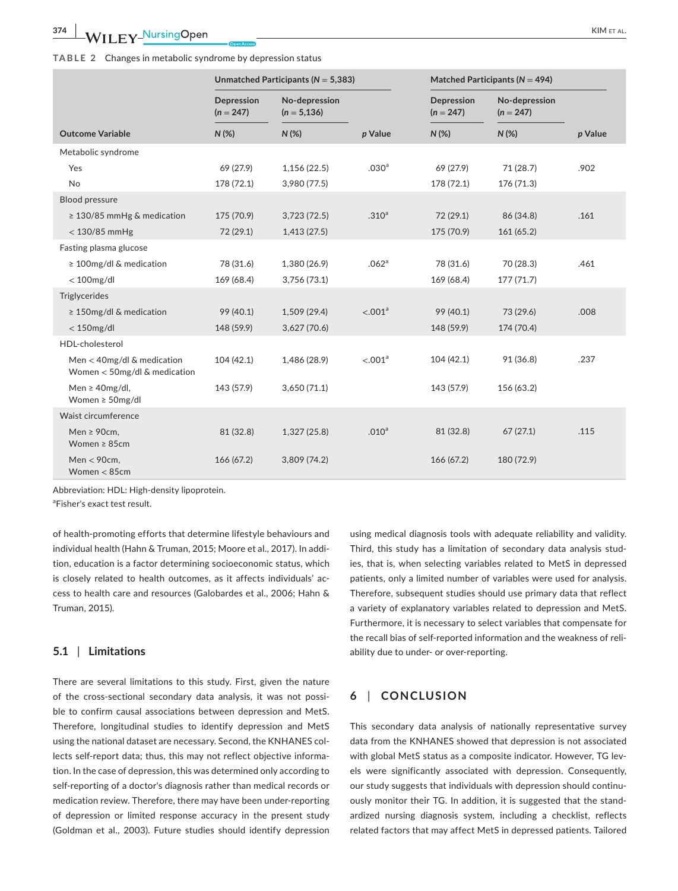**TABLE 2** Changes in metabolic syndrome by depression status

| | Unmatched Participants ($N = 5,383$) | | | Matched Participants ($N = 494$) | | |
|---|---|---|---|---|---|---|
| | Depression ($n = 247$) | No-depression ($n = 5,136$) | | Depression ($n = 247$) | No-depression ($n = 247$) | |
| Outcome Variable | N (%) | N (%) | *p* Value | N (%) | N (%) | *p* Value |
| Metabolic syndrome | | | | | | |
| Yes | 69 (27.9) | 1,156 (22.5) | .030[a] | 69 (27.9) | 71 (28.7) | .902 |
| No | 178 (72.1) | 3,980 (77.5) | | 178 (72.1) | 176 (71.3) | |
| Blood pressure | | | | | | |
| ≥ 130/85 mmHg & medication | 175 (70.9) | 3,723 (72.5) | .310[a] | 72 (29.1) | 86 (34.8) | .161 |
| < 130/85 mmHg | 72 (29.1) | 1,413 (27.5) | | 175 (70.9) | 161 (65.2) | |
| Fasting plasma glucose | | | | | | |
| ≥ 100mg/dl & medication | 78 (31.6) | 1,380 (26.9) | .062[a] | 78 (31.6) | 70 (28.3) | .461 |
| < 100mg/dl | 169 (68.4) | 3,756 (73.1) | | 169 (68.4) | 177 (71.7) | |
| Triglycerides | | | | | | |
| ≥ 150mg/dl & medication | 99 (40.1) | 1,509 (29.4) | <.001[a] | 99 (40.1) | 73 (29.6) | .008 |
| < 150mg/dl | 148 (59.9) | 3,627 (70.6) | | 148 (59.9) | 174 (70.4) | |
| HDL-cholesterol | | | | | | |
| Men < 40mg/dl & medication Women < 50mg/dl & medication | 104 (42.1) | 1,486 (28.9) | <.001[a] | 104 (42.1) | 91 (36.8) | .237 |
| Men ≥ 40mg/dl, Women ≥ 50mg/dl | 143 (57.9) | 3,650 (71.1) | | 143 (57.9) | 156 (63.2) | |
| Waist circumference | | | | | | |
| Men ≥ 90cm, Women ≥ 85cm | 81 (32.8) | 1,327 (25.8) | .010[a] | 81 (32.8) | 67 (27.1) | .115 |
| Men < 90cm, Women < 85cm | 166 (67.2) | 3,809 (74.2) | | 166 (67.2) | 180 (72.9) | |

Abbreviation: HDL: High-density lipoprotein.

[a]Fisher's exact test result.

of health-promoting efforts that determine lifestyle behaviours and individual health (Hahn & Truman, 2015; Moore et al., 2017). In addition, education is a factor determining socioeconomic status, which is closely related to health outcomes, as it affects individuals' access to health care and resources (Galobardes et al., 2006; Hahn & Truman, 2015).

## 5.1 | Limitations

There are several limitations to this study. First, given the nature of the cross-sectional secondary data analysis, it was not possible to confirm causal associations between depression and MetS. Therefore, longitudinal studies to identify depression and MetS using the national dataset are necessary. Second, the KNHANES collects self-report data; thus, this may not reflect objective information. In the case of depression, this was determined only according to self-reporting of a doctor's diagnosis rather than medical records or medication review. Therefore, there may have been under-reporting of depression or limited response accuracy in the present study (Goldman et al., 2003). Future studies should identify depression using medical diagnosis tools with adequate reliability and validity. Third, this study has a limitation of secondary data analysis studies, that is, when selecting variables related to MetS in depressed patients, only a limited number of variables were used for analysis. Therefore, subsequent studies should use primary data that reflect a variety of explanatory variables related to depression and MetS. Furthermore, it is necessary to select variables that compensate for the recall bias of self-reported information and the weakness of reliability due to under- or over-reporting.

# 6 | CONCLUSION

This secondary data analysis of nationally representative survey data from the KNHANES showed that depression is not associated with global MetS status as a composite indicator. However, TG levels were significantly associated with depression. Consequently, our study suggests that individuals with depression should continuously monitor their TG. In addition, it is suggested that the standardized nursing diagnosis system, including a checklist, reflects related factors that may affect MetS in depressed patients. Tailored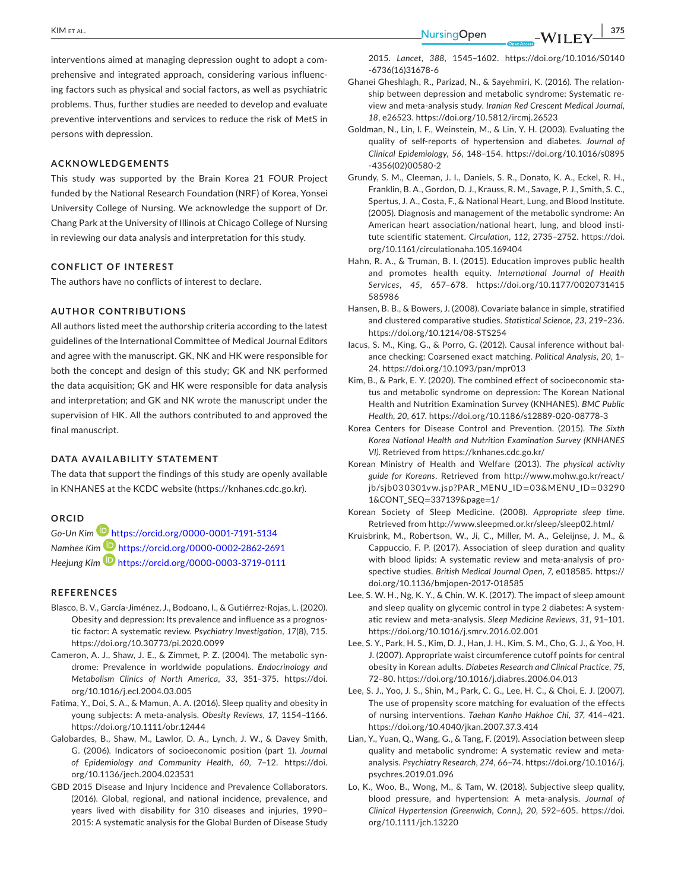interventions aimed at managing depression ought to adopt a comprehensive and integrated approach, considering various influencing factors such as physical and social factors, as well as psychiatric problems. Thus, further studies are needed to develop and evaluate preventive interventions and services to reduce the risk of MetS in persons with depression.

## ACKNOWLEDGEMENTS

This study was supported by the Brain Korea 21 FOUR Project funded by the National Research Foundation (NRF) of Korea, Yonsei University College of Nursing. We acknowledge the support of Dr. Chang Park at the University of Illinois at Chicago College of Nursing in reviewing our data analysis and interpretation for this study.

## CONFLICT OF INTEREST

The authors have no conflicts of interest to declare.

## AUTHOR CONTRIBUTIONS

All authors listed meet the authorship criteria according to the latest guidelines of the International Committee of Medical Journal Editors and agree with the manuscript. GK, NK and HK were responsible for both the concept and design of this study; GK and NK performed the data acquisition; GK and HK were responsible for data analysis and interpretation; and GK and NK wrote the manuscript under the supervision of HK. All the authors contributed to and approved the final manuscript.

## DATA AVAILABILITY STATEMENT

The data that support the findings of this study are openly available in KNHANES at the KCDC website (https://knhanes.cdc.go.kr).

## ORCID

*Go-Un Kim* https://orcid.org/0000-0001-7191-5134
*Namhee Kim* https://orcid.org/0000-0002-2862-2691
*Heejung Kim* https://orcid.org/0000-0003-3719-0111

## REFERENCES

Blasco, B. V., García-Jiménez, J., Bodoano, I., & Gutiérrez-Rojas, L. (2020). Obesity and depression: Its prevalence and influence as a prognostic factor: A systematic review. *Psychiatry Investigation*, *17*(8), 715. https://doi.org/10.30773/pi.2020.0099

Cameron, A. J., Shaw, J. E., & Zimmet, P. Z. (2004). The metabolic syndrome: Prevalence in worldwide populations. *Endocrinology and Metabolism Clinics of North America*, *33*, 351–375. https://doi.org/10.1016/j.ecl.2004.03.005

Fatima, Y., Doi, S. A., & Mamun, A. A. (2016). Sleep quality and obesity in young subjects: A meta-analysis. *Obesity Reviews*, *17*, 1154–1166. https://doi.org/10.1111/obr.12444

Galobardes, B., Shaw, M., Lawlor, D. A., Lynch, J. W., & Davey Smith, G. (2006). Indicators of socioeconomic position (part 1). *Journal of Epidemiology and Community Health*, *60*, 7–12. https://doi.org/10.1136/jech.2004.023531

GBD 2015 Disease and Injury Incidence and Prevalence Collaborators. (2016). Global, regional, and national incidence, prevalence, and years lived with disability for 310 diseases and injuries, 1990–2015: A systematic analysis for the Global Burden of Disease Study 2015. *Lancet*, *388*, 1545–1602. https://doi.org/10.1016/S0140-6736(16)31678-6

Ghanei Gheshlagh, R., Parizad, N., & Sayehmiri, K. (2016). The relationship between depression and metabolic syndrome: Systematic review and meta-analysis study. *Iranian Red Crescent Medical Journal*, *18*, e26523. https://doi.org/10.5812/ircmj.26523

Goldman, N., Lin, I. F., Weinstein, M., & Lin, Y. H. (2003). Evaluating the quality of self-reports of hypertension and diabetes. *Journal of Clinical Epidemiology*, *56*, 148–154. https://doi.org/10.1016/s0895-4356(02)00580-2

Grundy, S. M., Cleeman, J. I., Daniels, S. R., Donato, K. A., Eckel, R. H., Franklin, B. A., Gordon, D. J., Krauss, R. M., Savage, P. J., Smith, S. C., Spertus, J. A., Costa, F., & National Heart, Lung, and Blood Institute. (2005). Diagnosis and management of the metabolic syndrome: An American heart association/national heart, lung, and blood institute scientific statement. *Circulation*, *112*, 2735–2752. https://doi.org/10.1161/circulationaha.105.169404

Hahn, R. A., & Truman, B. I. (2015). Education improves public health and promotes health equity. *International Journal of Health Services*, *45*, 657–678. https://doi.org/10.1177/0020731415585986

Hansen, B. B., & Bowers, J. (2008). Covariate balance in simple, stratified and clustered comparative studies. *Statistical Science*, *23*, 219–236. https://doi.org/10.1214/08-STS254

Iacus, S. M., King, G., & Porro, G. (2012). Causal inference without balance checking: Coarsened exact matching. *Political Analysis*, *20*, 1–24. https://doi.org/10.1093/pan/mpr013

Kim, B., & Park, E. Y. (2020). The combined effect of socioeconomic status and metabolic syndrome on depression: The Korean National Health and Nutrition Examination Survey (KNHANES). *BMC Public Health*, *20*, 617. https://doi.org/10.1186/s12889-020-08778-3

Korea Centers for Disease Control and Prevention. (2015). *The Sixth Korea National Health and Nutrition Examination Survey (KNHANES VI)*. Retrieved from https://knhanes.cdc.go.kr/

Korean Ministry of Health and Welfare (2013). *The physical activity guide for Koreans*. Retrieved from http://www.mohw.go.kr/react/jb/sjb030301vw.jsp?PAR_MENU_ID=03&MENU_ID=032901&CONT_SEQ=337139&page=1/

Korean Society of Sleep Medicine. (2008). *Appropriate sleep time*. Retrieved from http://www.sleepmed.or.kr/sleep/sleep02.html/

Kruisbrink, M., Robertson, W., Ji, C., Miller, M. A., Geleijnse, J. M., & Cappuccio, F. P. (2017). Association of sleep duration and quality with blood lipids: A systematic review and meta-analysis of prospective studies. *British Medical Journal Open*, *7*, e018585. https://doi.org/10.1136/bmjopen-2017-018585

Lee, S. W. H., Ng, K. Y., & Chin, W. K. (2017). The impact of sleep amount and sleep quality on glycemic control in type 2 diabetes: A systematic review and meta-analysis. *Sleep Medicine Reviews*, *31*, 91–101. https://doi.org/10.1016/j.smrv.2016.02.001

Lee, S. Y., Park, H. S., Kim, D. J., Han, J. H., Kim, S. M., Cho, G. J., & Yoo, H. J. (2007). Appropriate waist circumference cutoff points for central obesity in Korean adults. *Diabetes Research and Clinical Practice*, *75*, 72–80. https://doi.org/10.1016/j.diabres.2006.04.013

Lee, S. J., Yoo, J. S., Shin, M., Park, C. G., Lee, H. C., & Choi, E. J. (2007). The use of propensity score matching for evaluation of the effects of nursing interventions. *Taehan Kanho Hakhoe Chi*, *37*, 414–421. https://doi.org/10.4040/jkan.2007.37.3.414

Lian, Y., Yuan, Q., Wang, G., & Tang, F. (2019). Association between sleep quality and metabolic syndrome: A systematic review and meta-analysis. *Psychiatry Research*, *274*, 66–74. https://doi.org/10.1016/j.psychres.2019.01.096

Lo, K., Woo, B., Wong, M., & Tam, W. (2018). Subjective sleep quality, blood pressure, and hypertension: A meta-analysis. *Journal of Clinical Hypertension (Greenwich, Conn.)*, *20*, 592–605. https://doi.org/10.1111/jch.13220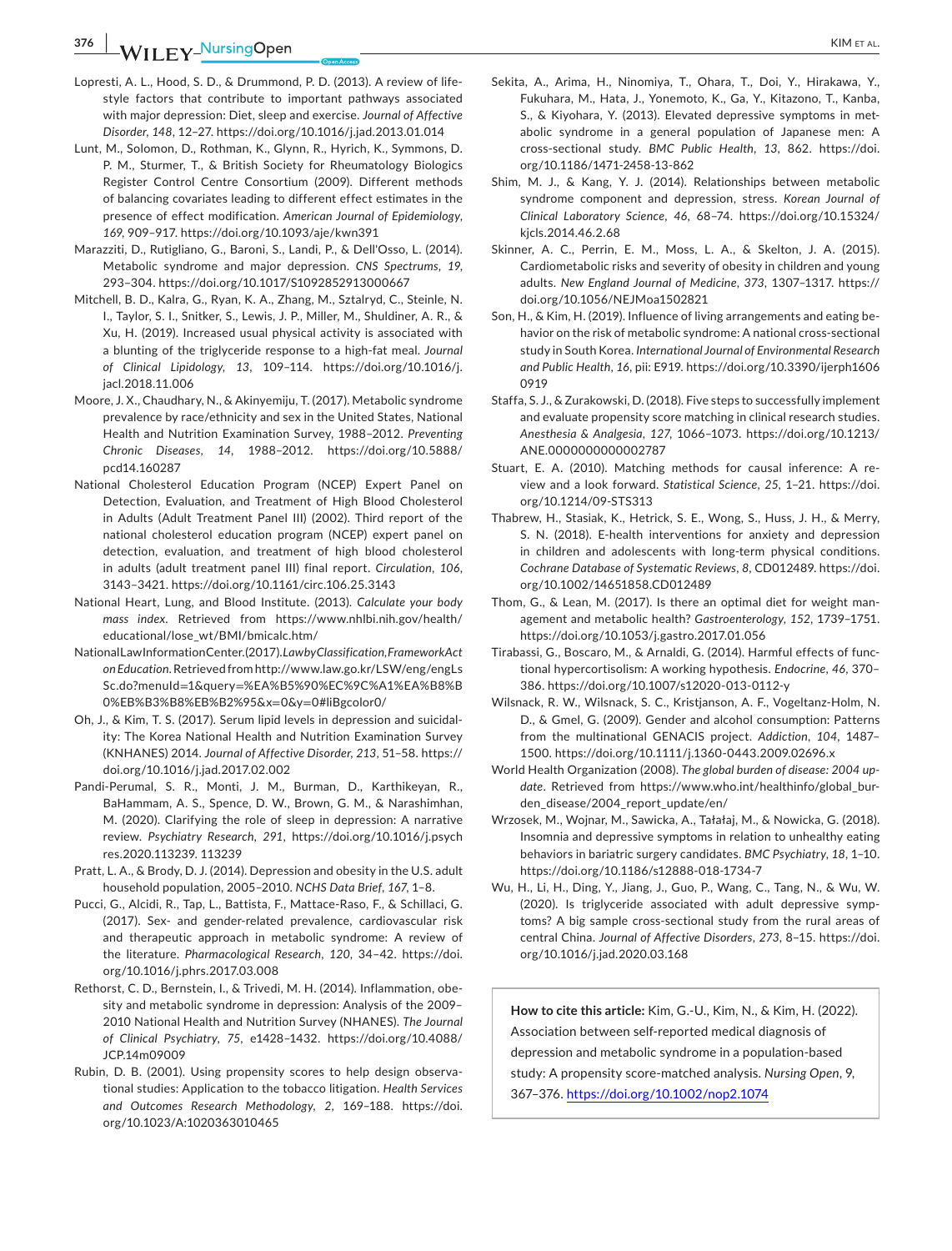Lopresti, A. L., Hood, S. D., & Drummond, P. D. (2013). A review of lifestyle factors that contribute to important pathways associated with major depression: Diet, sleep and exercise. *Journal of Affective Disorder*, *148*, 12–27. https://doi.org/10.1016/j.jad.2013.01.014

Lunt, M., Solomon, D., Rothman, K., Glynn, R., Hyrich, K., Symmons, D. P. M., Sturmer, T., & British Society for Rheumatology Biologics Register Control Centre Consortium (2009). Different methods of balancing covariates leading to different effect estimates in the presence of effect modification. *American Journal of Epidemiology*, *169*, 909–917. https://doi.org/10.1093/aje/kwn391

Marazziti, D., Rutigliano, G., Baroni, S., Landi, P., & Dell'Osso, L. (2014). Metabolic syndrome and major depression. *CNS Spectrums*, *19*, 293–304. https://doi.org/10.1017/S1092852913000667

Mitchell, B. D., Kalra, G., Ryan, K. A., Zhang, M., Sztalryd, C., Steinle, N. I., Taylor, S. I., Snitker, S., Lewis, J. P., Miller, M., Shuldiner, A. R., & Xu, H. (2019). Increased usual physical activity is associated with a blunting of the triglyceride response to a high-fat meal. *Journal of Clinical Lipidology*, *13*, 109–114. https://doi.org/10.1016/j.jacl.2018.11.006

Moore, J. X., Chaudhary, N., & Akinyemiju, T. (2017). Metabolic syndrome prevalence by race/ethnicity and sex in the United States, National Health and Nutrition Examination Survey, 1988–2012. *Preventing Chronic Diseases*, *14*, 1988–2012. https://doi.org/10.5888/pcd14.160287

National Cholesterol Education Program (NCEP) Expert Panel on Detection, Evaluation, and Treatment of High Blood Cholesterol in Adults (Adult Treatment Panel III) (2002). Third report of the national cholesterol education program (NCEP) expert panel on detection, evaluation, and treatment of high blood cholesterol in adults (adult treatment panel III) final report. *Circulation*, *106*, 3143–3421. https://doi.org/10.1161/circ.106.25.3143

National Heart, Lung, and Blood Institute. (2013). *Calculate your body mass index*. Retrieved from https://www.nhlbi.nih.gov/health/educational/lose_wt/BMI/bmicalc.htm/

National Law Information Center. (2017). *Law by Classification, Framework Act on Education*. Retrieved from http://www.law.go.kr/LSW/eng/engLsSc.do?menuId=1&query=%EA%B5%90%EC%9C%A1%EA%B8%B0%EB%B3%B8%EB%B2%95&x=0&y=0#liBgcolor0/

Oh, J., & Kim, T. S. (2017). Serum lipid levels in depression and suicidality: The Korea National Health and Nutrition Examination Survey (KNHANES) 2014. *Journal of Affective Disorder*, *213*, 51–58. https://doi.org/10.1016/j.jad.2017.02.002

Pandi-Perumal, S. R., Monti, J. M., Burman, D., Karthikeyan, R., BaHammam, A. S., Spence, D. W., Brown, G. M., & Narashimhan, M. (2020). Clarifying the role of sleep in depression: A narrative review. *Psychiatry Research*, *291*, https://doi.org/10.1016/j.psychres.2020.113239. 113239

Pratt, L. A., & Brody, D. J. (2014). Depression and obesity in the U.S. adult household population, 2005–2010. *NCHS Data Brief*, *167*, 1–8.

Pucci, G., Alcidi, R., Tap, L., Battista, F., Mattace-Raso, F., & Schillaci, G. (2017). Sex- and gender-related prevalence, cardiovascular risk and therapeutic approach in metabolic syndrome: A review of the literature. *Pharmacological Research*, *120*, 34–42. https://doi.org/10.1016/j.phrs.2017.03.008

Rethorst, C. D., Bernstein, I., & Trivedi, M. H. (2014). Inflammation, obesity and metabolic syndrome in depression: Analysis of the 2009–2010 National Health and Nutrition Survey (NHANES). *The Journal of Clinical Psychiatry*, *75*, e1428–1432. https://doi.org/10.4088/JCP.14m09009

Rubin, D. B. (2001). Using propensity scores to help design observational studies: Application to the tobacco litigation. *Health Services and Outcomes Research Methodology*, *2*, 169–188. https://doi.org/10.1023/A:1020363010465

Sekita, A., Arima, H., Ninomiya, T., Ohara, T., Doi, Y., Hirakawa, Y., Fukuhara, M., Hata, J., Yonemoto, K., Ga, Y., Kitazono, T., Kanba, S., & Kiyohara, Y. (2013). Elevated depressive symptoms in metabolic syndrome in a general population of Japanese men: A cross-sectional study. *BMC Public Health*, *13*, 862. https://doi.org/10.1186/1471-2458-13-862

Shim, M. J., & Kang, Y. J. (2014). Relationships between metabolic syndrome component and depression, stress. *Korean Journal of Clinical Laboratory Science*, *46*, 68–74. https://doi.org/10.15324/kjcls.2014.46.2.68

Skinner, A. C., Perrin, E. M., Moss, L. A., & Skelton, J. A. (2015). Cardiometabolic risks and severity of obesity in children and young adults. *New England Journal of Medicine*, *373*, 1307–1317. https://doi.org/10.1056/NEJMoa1502821

Son, H., & Kim, H. (2019). Influence of living arrangements and eating behavior on the risk of metabolic syndrome: A national cross-sectional study in South Korea. *International Journal of Environmental Research and Public Health*, *16*, pii: E919. https://doi.org/10.3390/ijerph16060919

Staffa, S. J., & Zurakowski, D. (2018). Five steps to successfully implement and evaluate propensity score matching in clinical research studies. *Anesthesia & Analgesia*, *127*, 1066–1073. https://doi.org/10.1213/ANE.0000000000002787

Stuart, E. A. (2010). Matching methods for causal inference: A review and a look forward. *Statistical Science*, *25*, 1–21. https://doi.org/10.1214/09-STS313

Thabrew, H., Stasiak, K., Hetrick, S. E., Wong, S., Huss, J. H., & Merry, S. N. (2018). E-health interventions for anxiety and depression in children and adolescents with long-term physical conditions. *Cochrane Database of Systematic Reviews*, *8*, CD012489. https://doi.org/10.1002/14651858.CD012489

Thom, G., & Lean, M. (2017). Is there an optimal diet for weight management and metabolic health? *Gastroenterology*, *152*, 1739–1751. https://doi.org/10.1053/j.gastro.2017.01.056

Tirabassi, G., Boscaro, M., & Arnaldi, G. (2014). Harmful effects of functional hypercortisolism: A working hypothesis. *Endocrine*, *46*, 370–386. https://doi.org/10.1007/s12020-013-0112-y

Wilsnack, R. W., Wilsnack, S. C., Kristjanson, A. F., Vogeltanz-Holm, N. D., & Gmel, G. (2009). Gender and alcohol consumption: Patterns from the multinational GENACIS project. *Addiction*, *104*, 1487–1500. https://doi.org/10.1111/j.1360-0443.2009.02696.x

World Health Organization (2008). *The global burden of disease: 2004 update*. Retrieved from https://www.who.int/healthinfo/global_burden_disease/2004_report_update/en/

Wrzosek, M., Wojnar, M., Sawicka, A., Tałałaj, M., & Nowicka, G. (2018). Insomnia and depressive symptoms in relation to unhealthy eating behaviors in bariatric surgery candidates. *BMC Psychiatry*, *18*, 1–10. https://doi.org/10.1186/s12888-018-1734-7

Wu, H., Li, H., Ding, Y., Jiang, J., Guo, P., Wang, C., Tang, N., & Wu, W. (2020). Is triglyceride associated with adult depressive symptoms? A big sample cross-sectional study from the rural areas of central China. *Journal of Affective Disorders*, *273*, 8–15. https://doi.org/10.1016/j.jad.2020.03.168

**How to cite this article:** Kim, G.-U., Kim, N., & Kim, H. (2022). Association between self-reported medical diagnosis of depression and metabolic syndrome in a population-based study: A propensity score-matched analysis. *Nursing Open*, 9, 367–376. https://doi.org/10.1002/nop2.1074